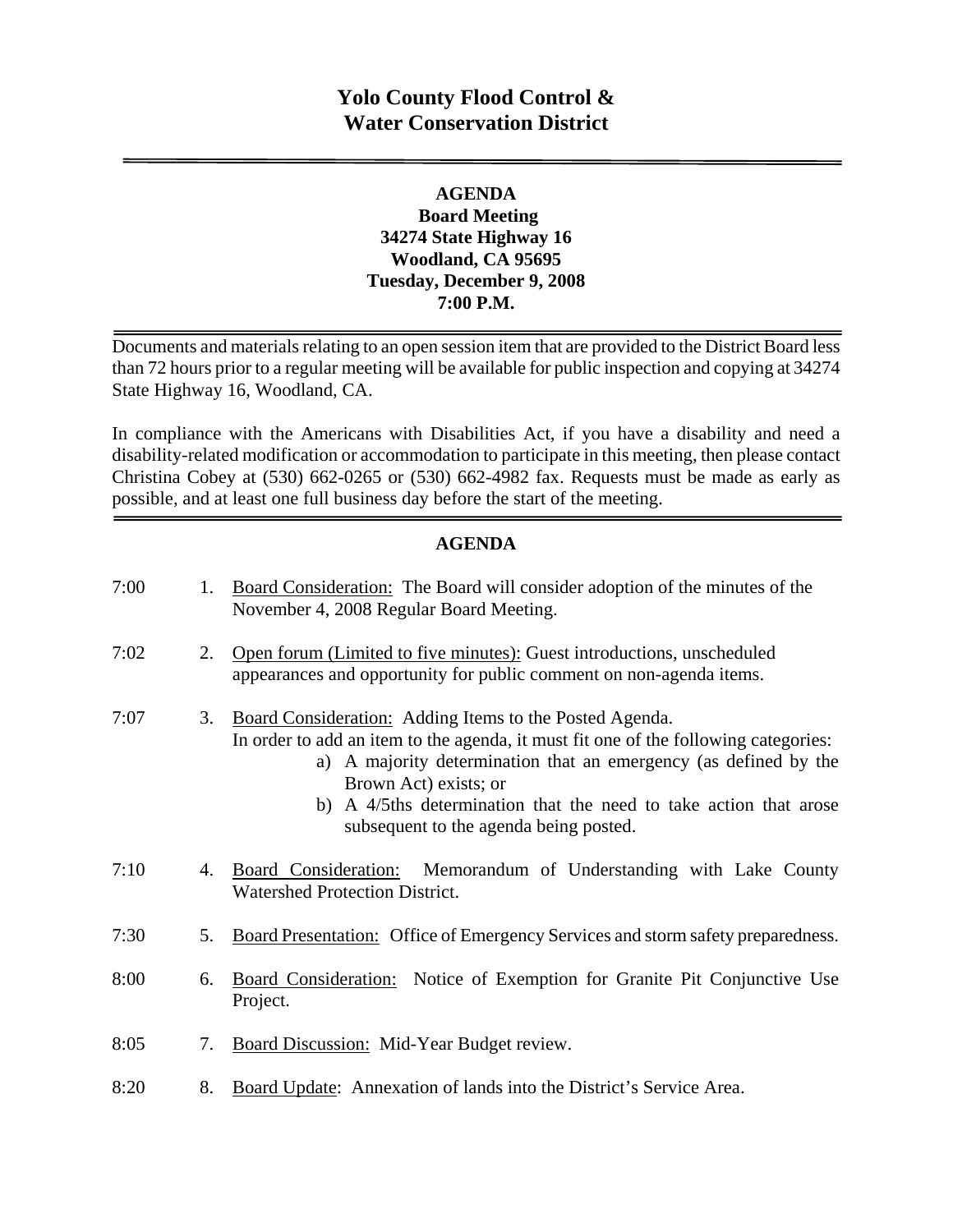# Yolo County Flood Control & Water Conservation District

**AGENDA**
**Board Meeting**
**34274 State Highway 16**
**Woodland, CA 95695**
**Tuesday, December 9, 2008**
**7:00 P.M.**

Documents and materials relating to an open session item that are provided to the District Board less than 72 hours prior to a regular meeting will be available for public inspection and copying at 34274 State Highway 16, Woodland, CA.

In compliance with the Americans with Disabilities Act, if you have a disability and need a disability-related modification or accommodation to participate in this meeting, then please contact Christina Cobey at (530) 662-0265 or (530) 662-4982 fax. Requests must be made as early as possible, and at least one full business day before the start of the meeting.

## AGENDA

7:00 1. Board Consideration: The Board will consider adoption of the minutes of the November 4, 2008 Regular Board Meeting.

7:02 2. Open forum (Limited to five minutes): Guest introductions, unscheduled appearances and opportunity for public comment on non-agenda items.

7:07 3. Board Consideration: Adding Items to the Posted Agenda.
In order to add an item to the agenda, it must fit one of the following categories:
   a) A majority determination that an emergency (as defined by the Brown Act) exists; or
   b) A 4/5ths determination that the need to take action that arose subsequent to the agenda being posted.

7:10 4. Board Consideration: Memorandum of Understanding with Lake County Watershed Protection District.

7:30 5. Board Presentation: Office of Emergency Services and storm safety preparedness.

8:00 6. Board Consideration: Notice of Exemption for Granite Pit Conjunctive Use Project.

8:05 7. Board Discussion: Mid-Year Budget review.

8:20 8. Board Update: Annexation of lands into the District's Service Area.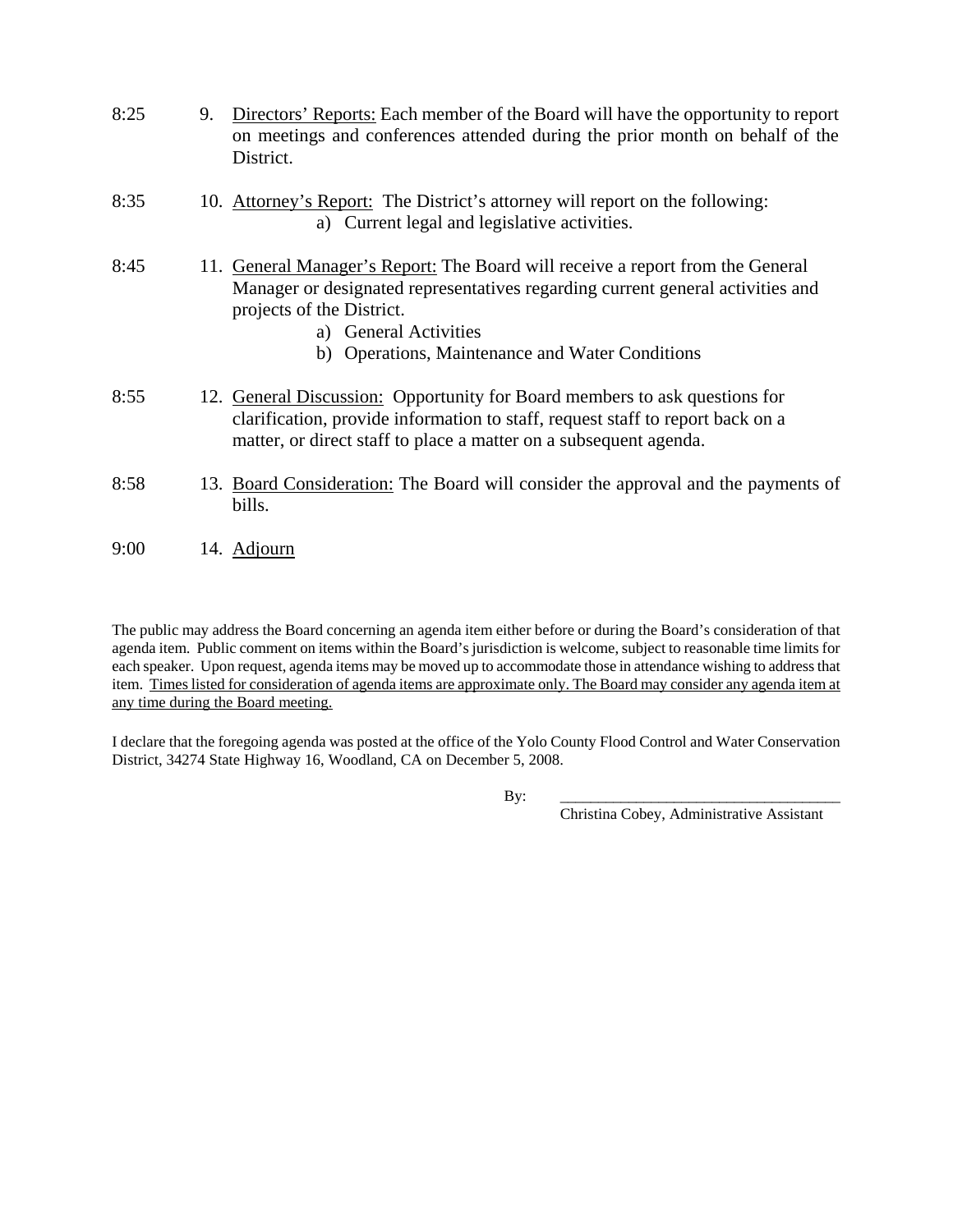8:25 9. <u>Directors' Reports:</u> Each member of the Board will have the opportunity to report on meetings and conferences attended during the prior month on behalf of the District.

8:35 10. <u>Attorney's Report:</u> The District's attorney will report on the following:
   a) Current legal and legislative activities.

8:45 11. <u>General Manager's Report:</u> The Board will receive a report from the General Manager or designated representatives regarding current general activities and projects of the District.
   a) General Activities
   b) Operations, Maintenance and Water Conditions

8:55 12. <u>General Discussion:</u> Opportunity for Board members to ask questions for clarification, provide information to staff, request staff to report back on a matter, or direct staff to place a matter on a subsequent agenda.

8:58 13. <u>Board Consideration:</u> The Board will consider the approval and the payments of bills.

9:00 14. <u>Adjourn</u>

The public may address the Board concerning an agenda item either before or during the Board's consideration of that agenda item. Public comment on items within the Board's jurisdiction is welcome, subject to reasonable time limits for each speaker. Upon request, agenda items may be moved up to accommodate those in attendance wishing to address that item. <u>Times listed for consideration of agenda items are approximate only. The Board may consider any agenda item at any time during the Board meeting.</u>

I declare that the foregoing agenda was posted at the office of the Yolo County Flood Control and Water Conservation District, 34274 State Highway 16, Woodland, CA on December 5, 2008.

By: ____________________________________
Christina Cobey, Administrative Assistant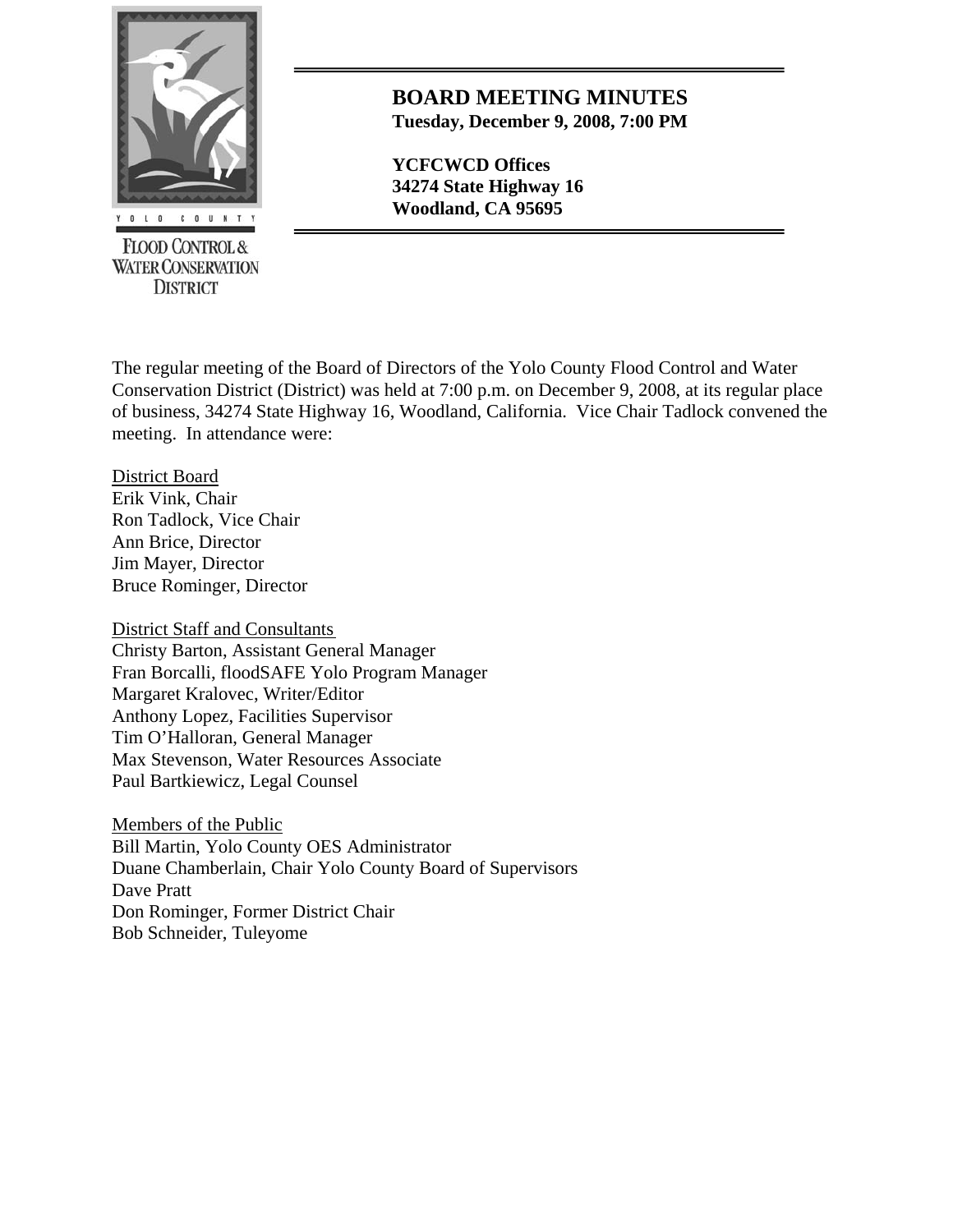# BOARD MEETING MINUTES

**Tuesday, December 9, 2008, 7:00 PM**

**YCFCWCD Offices**
**34274 State Highway 16**
**Woodland, CA 95695**

YOLO COUNTY FLOOD CONTROL & WATER CONSERVATION DISTRICT

The regular meeting of the Board of Directors of the Yolo County Flood Control and Water Conservation District (District) was held at 7:00 p.m. on December 9, 2008, at its regular place of business, 34274 State Highway 16, Woodland, California. Vice Chair Tadlock convened the meeting. In attendance were:

District Board
Erik Vink, Chair
Ron Tadlock, Vice Chair
Ann Brice, Director
Jim Mayer, Director
Bruce Rominger, Director

District Staff and Consultants
Christy Barton, Assistant General Manager
Fran Borcalli, floodSAFE Yolo Program Manager
Margaret Kralovec, Writer/Editor
Anthony Lopez, Facilities Supervisor
Tim O'Halloran, General Manager
Max Stevenson, Water Resources Associate
Paul Bartkiewicz, Legal Counsel

Members of the Public
Bill Martin, Yolo County OES Administrator
Duane Chamberlain, Chair Yolo County Board of Supervisors
Dave Pratt
Don Rominger, Former District Chair
Bob Schneider, Tuleyome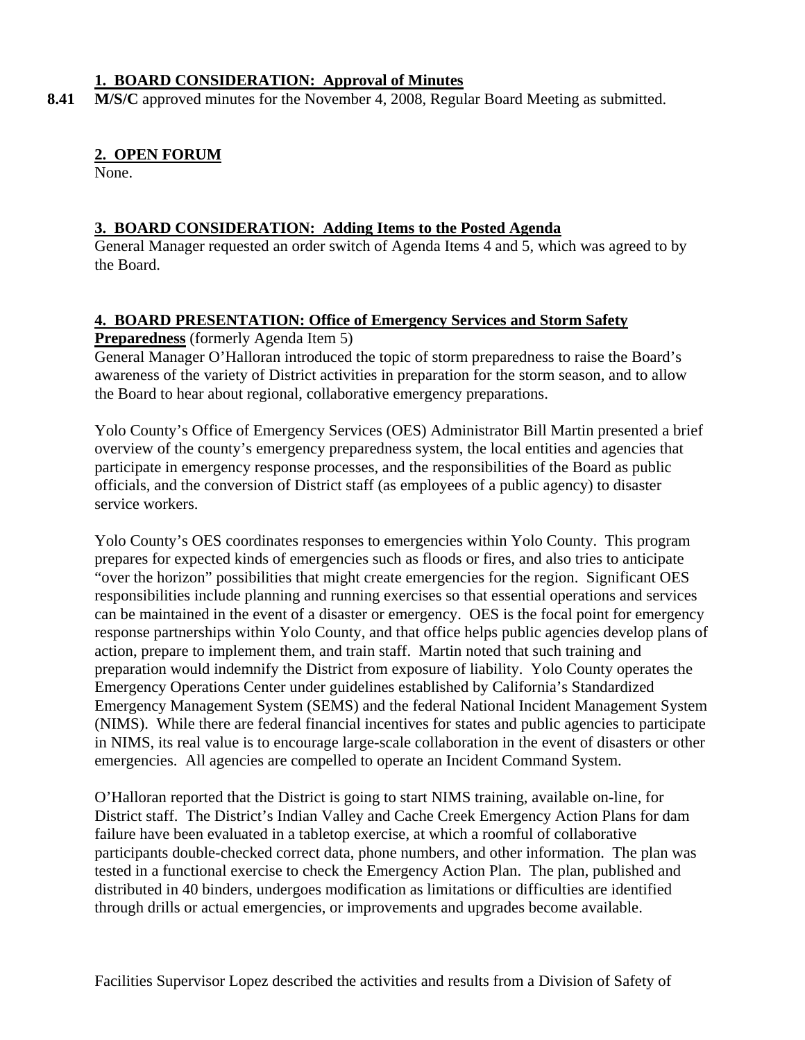### 1. BOARD CONSIDERATION: Approval of Minutes

**8.41** **M/S/C** approved minutes for the November 4, 2008, Regular Board Meeting as submitted.

### 2. OPEN FORUM

None.

### 3. BOARD CONSIDERATION: Adding Items to the Posted Agenda

General Manager requested an order switch of Agenda Items 4 and 5, which was agreed to by the Board.

### 4. BOARD PRESENTATION: Office of Emergency Services and Storm Safety Preparedness (formerly Agenda Item 5)

General Manager O'Halloran introduced the topic of storm preparedness to raise the Board's awareness of the variety of District activities in preparation for the storm season, and to allow the Board to hear about regional, collaborative emergency preparations.

Yolo County's Office of Emergency Services (OES) Administrator Bill Martin presented a brief overview of the county's emergency preparedness system, the local entities and agencies that participate in emergency response processes, and the responsibilities of the Board as public officials, and the conversion of District staff (as employees of a public agency) to disaster service workers.

Yolo County's OES coordinates responses to emergencies within Yolo County. This program prepares for expected kinds of emergencies such as floods or fires, and also tries to anticipate "over the horizon" possibilities that might create emergencies for the region. Significant OES responsibilities include planning and running exercises so that essential operations and services can be maintained in the event of a disaster or emergency. OES is the focal point for emergency response partnerships within Yolo County, and that office helps public agencies develop plans of action, prepare to implement them, and train staff. Martin noted that such training and preparation would indemnify the District from exposure of liability. Yolo County operates the Emergency Operations Center under guidelines established by California's Standardized Emergency Management System (SEMS) and the federal National Incident Management System (NIMS). While there are federal financial incentives for states and public agencies to participate in NIMS, its real value is to encourage large-scale collaboration in the event of disasters or other emergencies. All agencies are compelled to operate an Incident Command System.

O'Halloran reported that the District is going to start NIMS training, available on-line, for District staff. The District's Indian Valley and Cache Creek Emergency Action Plans for dam failure have been evaluated in a tabletop exercise, at which a roomful of collaborative participants double-checked correct data, phone numbers, and other information. The plan was tested in a functional exercise to check the Emergency Action Plan. The plan, published and distributed in 40 binders, undergoes modification as limitations or difficulties are identified through drills or actual emergencies, or improvements and upgrades become available.

Facilities Supervisor Lopez described the activities and results from a Division of Safety of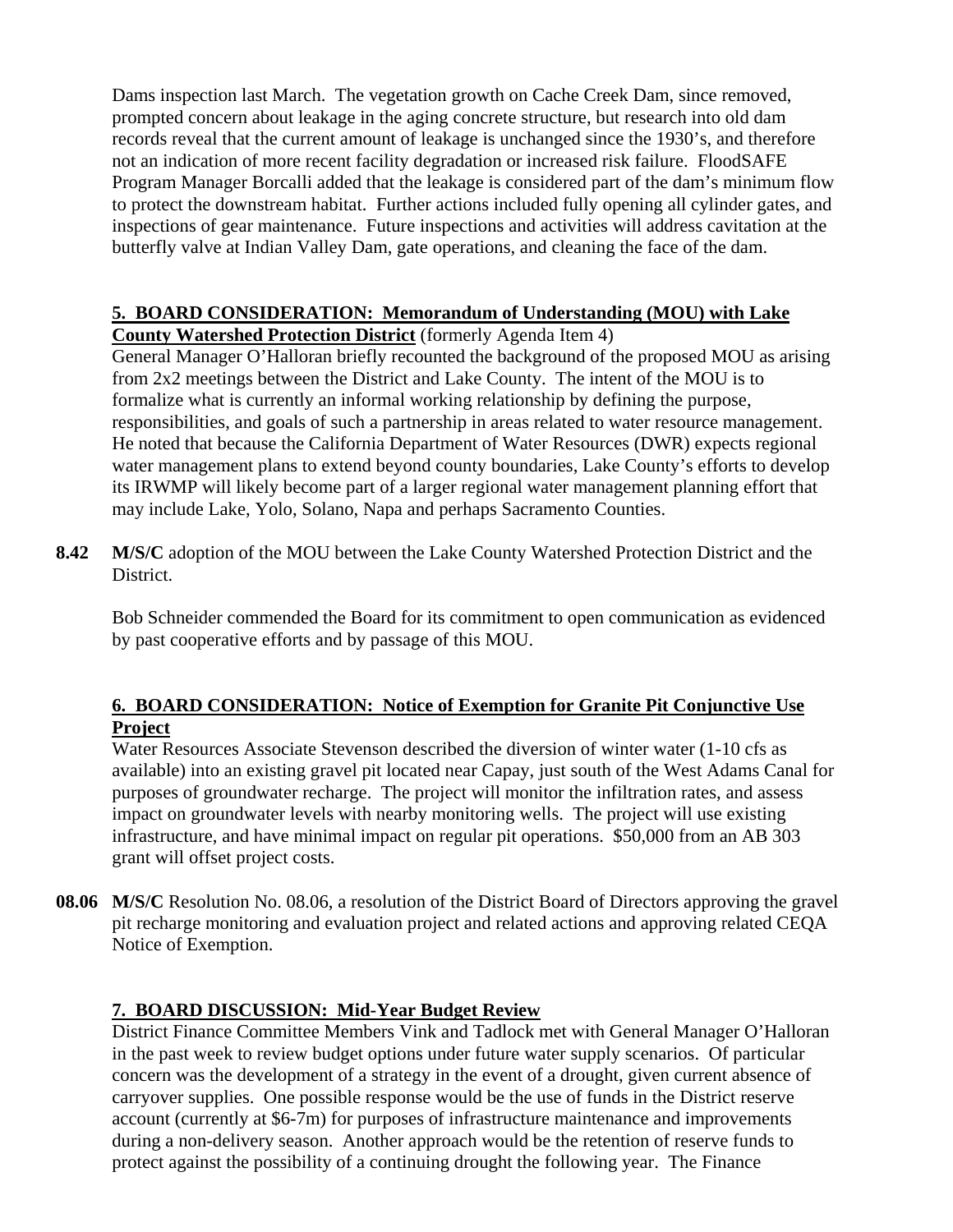Dams inspection last March. The vegetation growth on Cache Creek Dam, since removed, prompted concern about leakage in the aging concrete structure, but research into old dam records reveal that the current amount of leakage is unchanged since the 1930's, and therefore not an indication of more recent facility degradation or increased risk failure. FloodSAFE Program Manager Borcalli added that the leakage is considered part of the dam's minimum flow to protect the downstream habitat. Further actions included fully opening all cylinder gates, and inspections of gear maintenance. Future inspections and activities will address cavitation at the butterfly valve at Indian Valley Dam, gate operations, and cleaning the face of the dam.

**5. BOARD CONSIDERATION: Memorandum of Understanding (MOU) with Lake County Watershed Protection District** (formerly Agenda Item 4)

General Manager O'Halloran briefly recounted the background of the proposed MOU as arising from 2x2 meetings between the District and Lake County. The intent of the MOU is to formalize what is currently an informal working relationship by defining the purpose, responsibilities, and goals of such a partnership in areas related to water resource management. He noted that because the California Department of Water Resources (DWR) expects regional water management plans to extend beyond county boundaries, Lake County's efforts to develop its IRWMP will likely become part of a larger regional water management planning effort that may include Lake, Yolo, Solano, Napa and perhaps Sacramento Counties.

**8.42** **M/S/C** adoption of the MOU between the Lake County Watershed Protection District and the District.

Bob Schneider commended the Board for its commitment to open communication as evidenced by past cooperative efforts and by passage of this MOU.

**6. BOARD CONSIDERATION: Notice of Exemption for Granite Pit Conjunctive Use Project**

Water Resources Associate Stevenson described the diversion of winter water (1-10 cfs as available) into an existing gravel pit located near Capay, just south of the West Adams Canal for purposes of groundwater recharge. The project will monitor the infiltration rates, and assess impact on groundwater levels with nearby monitoring wells. The project will use existing infrastructure, and have minimal impact on regular pit operations. $50,000 from an AB 303 grant will offset project costs.

**08.06** **M/S/C** Resolution No. 08.06, a resolution of the District Board of Directors approving the gravel pit recharge monitoring and evaluation project and related actions and approving related CEQA Notice of Exemption.

**7. BOARD DISCUSSION: Mid-Year Budget Review**

District Finance Committee Members Vink and Tadlock met with General Manager O'Halloran in the past week to review budget options under future water supply scenarios. Of particular concern was the development of a strategy in the event of a drought, given current absence of carryover supplies. One possible response would be the use of funds in the District reserve account (currently at $6-7m) for purposes of infrastructure maintenance and improvements during a non-delivery season. Another approach would be the retention of reserve funds to protect against the possibility of a continuing drought the following year. The Finance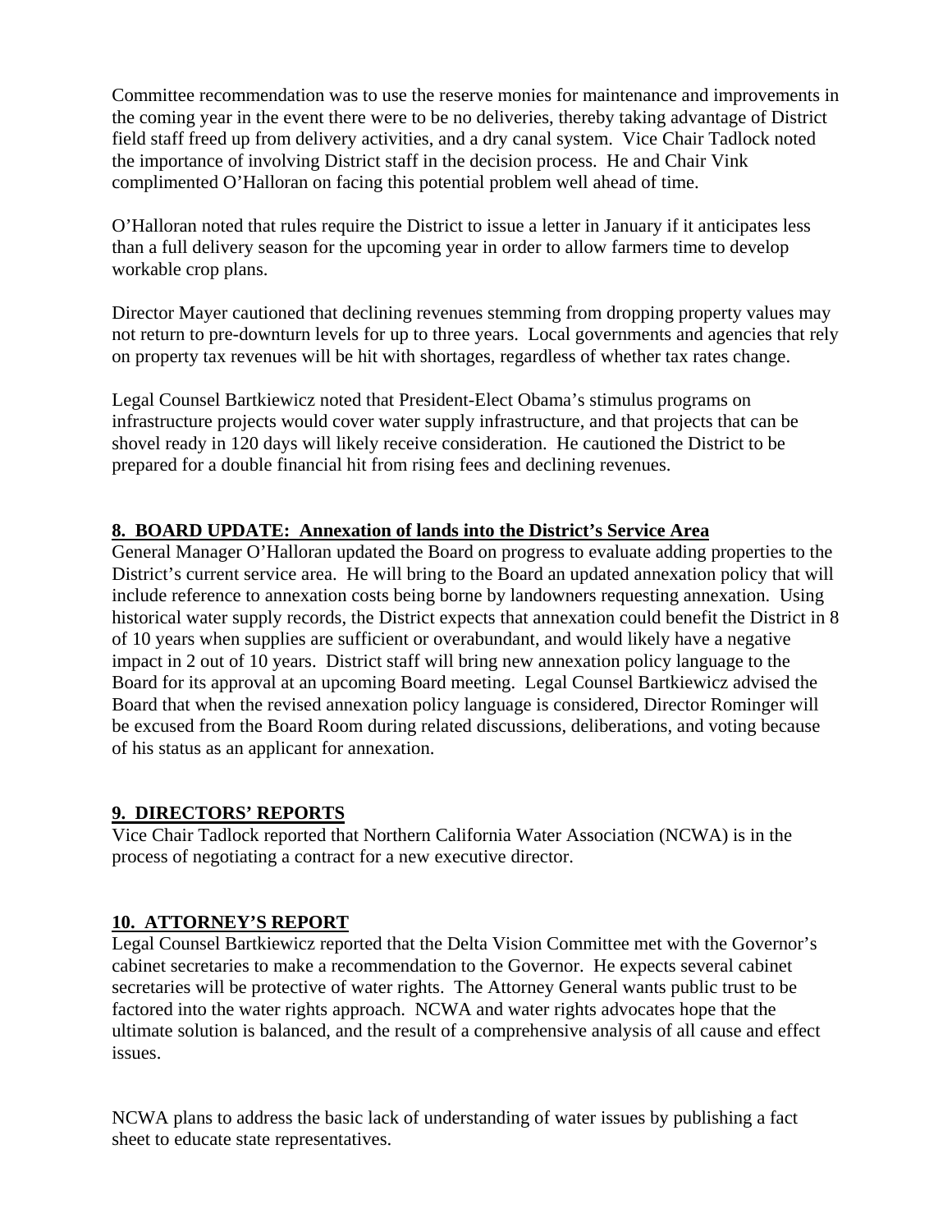Committee recommendation was to use the reserve monies for maintenance and improvements in the coming year in the event there were to be no deliveries, thereby taking advantage of District field staff freed up from delivery activities, and a dry canal system. Vice Chair Tadlock noted the importance of involving District staff in the decision process. He and Chair Vink complimented O'Halloran on facing this potential problem well ahead of time.

O'Halloran noted that rules require the District to issue a letter in January if it anticipates less than a full delivery season for the upcoming year in order to allow farmers time to develop workable crop plans.

Director Mayer cautioned that declining revenues stemming from dropping property values may not return to pre-downturn levels for up to three years. Local governments and agencies that rely on property tax revenues will be hit with shortages, regardless of whether tax rates change.

Legal Counsel Bartkiewicz noted that President-Elect Obama's stimulus programs on infrastructure projects would cover water supply infrastructure, and that projects that can be shovel ready in 120 days will likely receive consideration. He cautioned the District to be prepared for a double financial hit from rising fees and declining revenues.

**8. BOARD UPDATE: Annexation of lands into the District's Service Area**

General Manager O'Halloran updated the Board on progress to evaluate adding properties to the District's current service area. He will bring to the Board an updated annexation policy that will include reference to annexation costs being borne by landowners requesting annexation. Using historical water supply records, the District expects that annexation could benefit the District in 8 of 10 years when supplies are sufficient or overabundant, and would likely have a negative impact in 2 out of 10 years. District staff will bring new annexation policy language to the Board for its approval at an upcoming Board meeting. Legal Counsel Bartkiewicz advised the Board that when the revised annexation policy language is considered, Director Rominger will be excused from the Board Room during related discussions, deliberations, and voting because of his status as an applicant for annexation.

**9. DIRECTORS' REPORTS**

Vice Chair Tadlock reported that Northern California Water Association (NCWA) is in the process of negotiating a contract for a new executive director.

**10. ATTORNEY'S REPORT**

Legal Counsel Bartkiewicz reported that the Delta Vision Committee met with the Governor's cabinet secretaries to make a recommendation to the Governor. He expects several cabinet secretaries will be protective of water rights. The Attorney General wants public trust to be factored into the water rights approach. NCWA and water rights advocates hope that the ultimate solution is balanced, and the result of a comprehensive analysis of all cause and effect issues.

NCWA plans to address the basic lack of understanding of water issues by publishing a fact sheet to educate state representatives.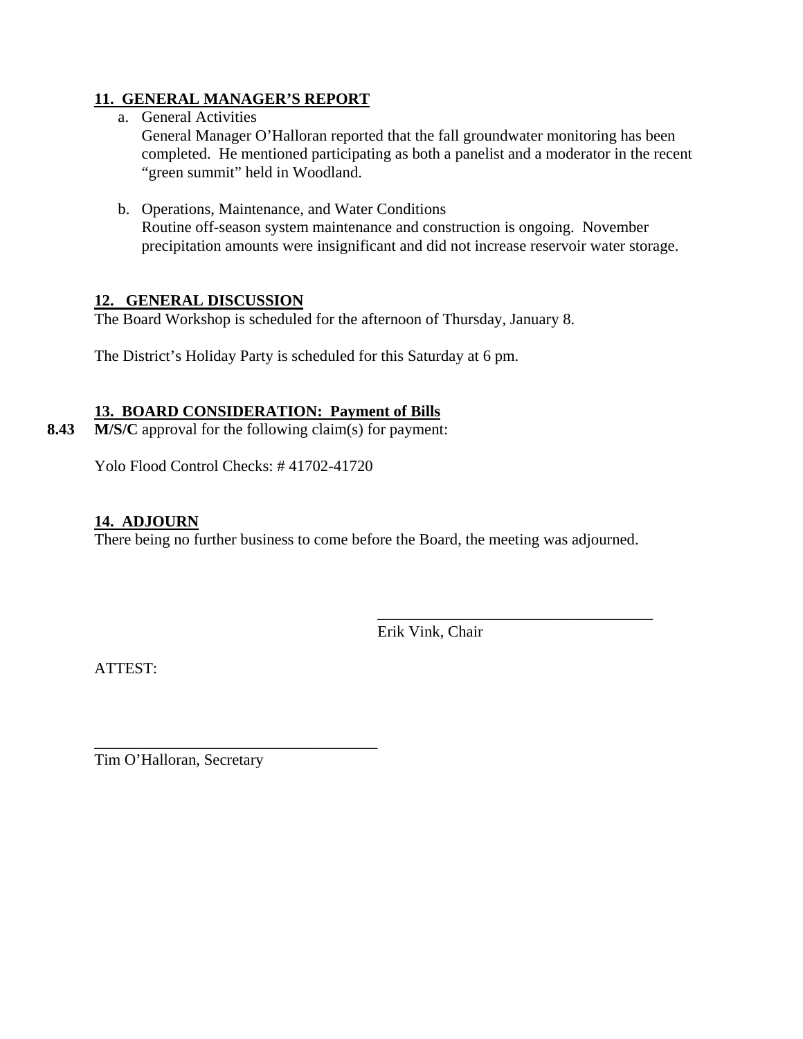**11. GENERAL MANAGER'S REPORT**

a. General Activities
   General Manager O'Halloran reported that the fall groundwater monitoring has been completed. He mentioned participating as both a panelist and a moderator in the recent "green summit" held in Woodland.

b. Operations, Maintenance, and Water Conditions
   Routine off-season system maintenance and construction is ongoing. November precipitation amounts were insignificant and did not increase reservoir water storage.

**12. GENERAL DISCUSSION**

The Board Workshop is scheduled for the afternoon of Thursday, January 8.

The District's Holiday Party is scheduled for this Saturday at 6 pm.

**13. BOARD CONSIDERATION: Payment of Bills**

**8.43** **M/S/C** approval for the following claim(s) for payment:

Yolo Flood Control Checks: # 41702-41720

**14. ADJOURN**

There being no further business to come before the Board, the meeting was adjourned.

___________________________________
Erik Vink, Chair

ATTEST:

___________________________________
Tim O'Halloran, Secretary